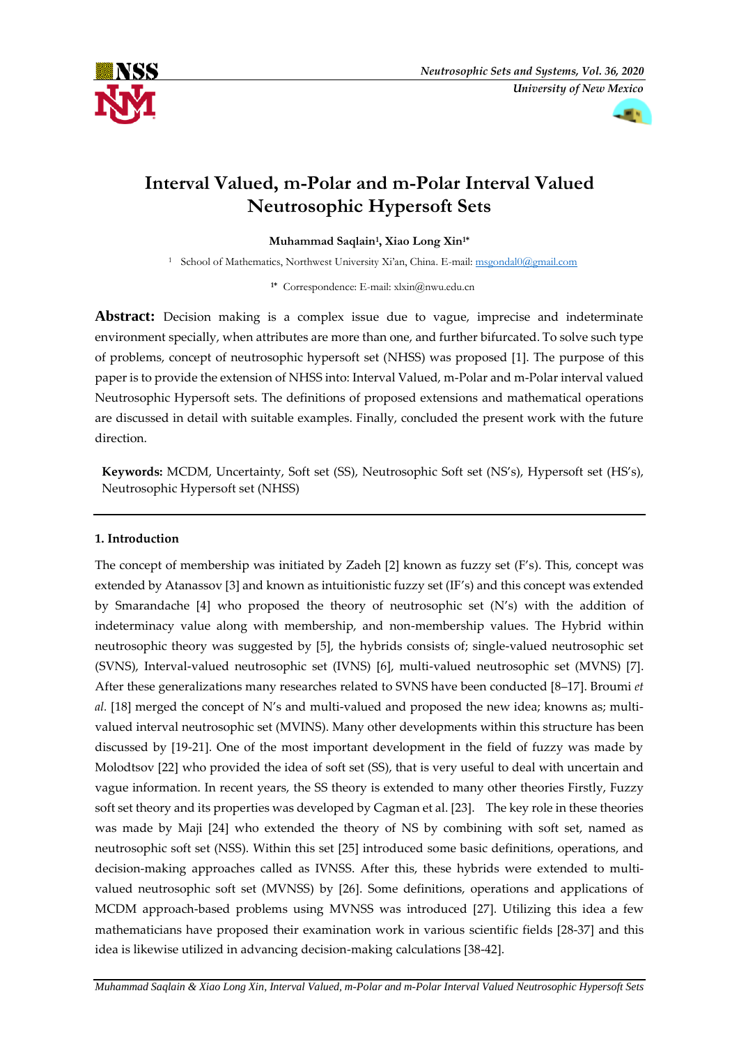# Interval Valued, m-Polar and m-Polar Interval Valued Neutrosophic Hypersoft Sets

**Muhammad Saqlain[1], Xiao Long Xin[1*]**

[1] School of Mathematics, Northwest University Xi'an, China. E-mail: msgondal0@gmail.com

[1*] Correspondence: E-mail: xlxin@nwu.edu.cn

**Abstract:** Decision making is a complex issue due to vague, imprecise and indeterminate environment specially, when attributes are more than one, and further bifurcated. To solve such type of problems, concept of neutrosophic hypersoft set (NHSS) was proposed [1]. The purpose of this paper is to provide the extension of NHSS into: Interval Valued, m-Polar and m-Polar interval valued Neutrosophic Hypersoft sets. The definitions of proposed extensions and mathematical operations are discussed in detail with suitable examples. Finally, concluded the present work with the future direction.

**Keywords:** MCDM, Uncertainty, Soft set (SS), Neutrosophic Soft set (NS's), Hypersoft set (HS's), Neutrosophic Hypersoft set (NHSS)

## 1. Introduction

The concept of membership was initiated by Zadeh [2] known as fuzzy set (F's). This, concept was extended by Atanassov [3] and known as intuitionistic fuzzy set (IF's) and this concept was extended by Smarandache [4] who proposed the theory of neutrosophic set (N's) with the addition of indeterminacy value along with membership, and non-membership values. The Hybrid within neutrosophic theory was suggested by [5], the hybrids consists of; single-valued neutrosophic set (SVNS), Interval-valued neutrosophic set (IVNS) [6], multi-valued neutrosophic set (MVNS) [7]. After these generalizations many researches related to SVNS have been conducted [8–17]. Broumi *et al.* [18] merged the concept of N's and multi-valued and proposed the new idea; knowns as; multi-valued interval neutrosophic set (MVINS). Many other developments within this structure has been discussed by [19-21]. One of the most important development in the field of fuzzy was made by Molodtsov [22] who provided the idea of soft set (SS), that is very useful to deal with uncertain and vague information. In recent years, the SS theory is extended to many other theories Firstly, Fuzzy soft set theory and its properties was developed by Cagman et al. [23]. The key role in these theories was made by Maji [24] who extended the theory of NS by combining with soft set, named as neutrosophic soft set (NSS). Within this set [25] introduced some basic definitions, operations, and decision-making approaches called as IVNSS. After this, these hybrids were extended to multi-valued neutrosophic soft set (MVNSS) by [26]. Some definitions, operations and applications of MCDM approach-based problems using MVNSS was introduced [27]. Utilizing this idea a few mathematicians have proposed their examination work in various scientific fields [28-37] and this idea is likewise utilized in advancing decision-making calculations [38-42].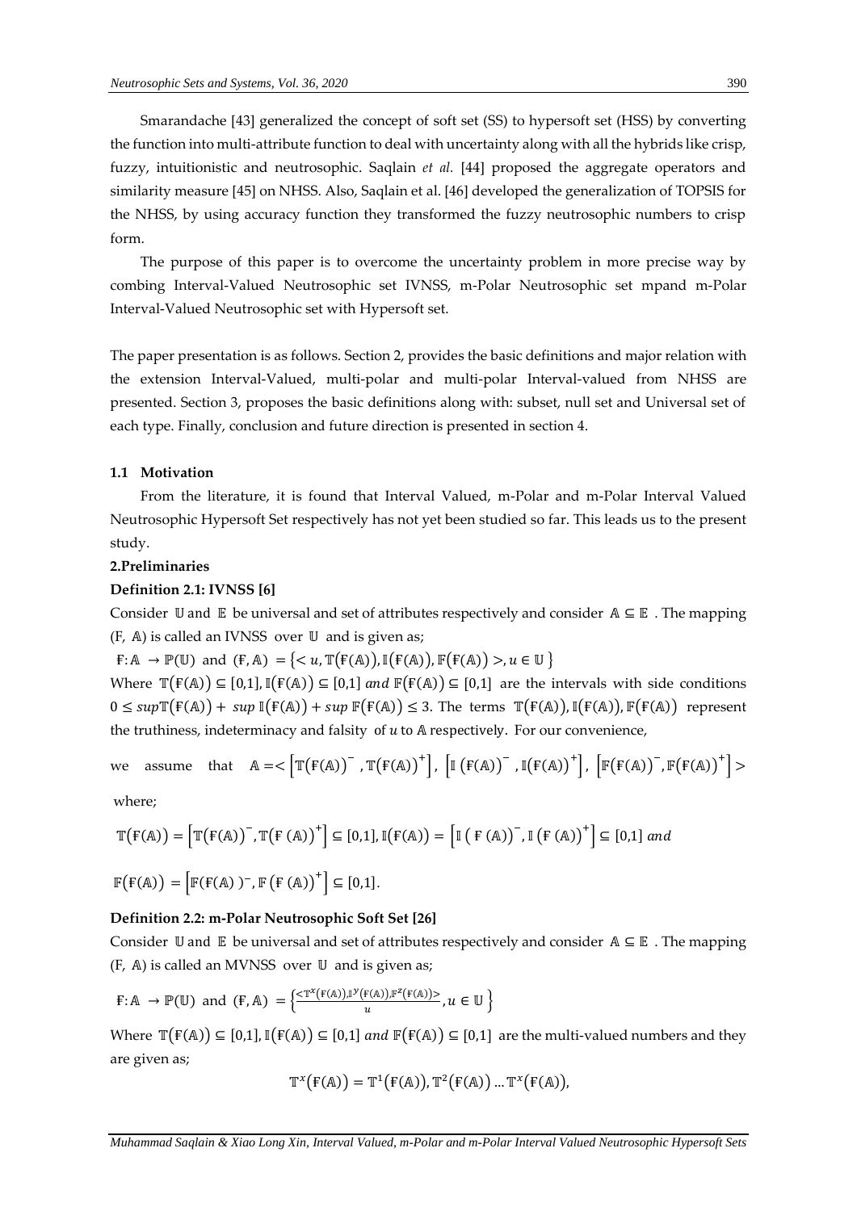Smarandache [43] generalized the concept of soft set (SS) to hypersoft set (HSS) by converting the function into multi-attribute function to deal with uncertainty along with all the hybrids like crisp, fuzzy, intuitionistic and neutrosophic. Saqlain *et al.* [44] proposed the aggregate operators and similarity measure [45] on NHSS. Also, Saqlain et al. [46] developed the generalization of TOPSIS for the NHSS, by using accuracy function they transformed the fuzzy neutrosophic numbers to crisp form.

The purpose of this paper is to overcome the uncertainty problem in more precise way by combing Interval-Valued Neutrosophic set IVNSS, m-Polar Neutrosophic set mpand m-Polar Interval-Valued Neutrosophic set with Hypersoft set.

The paper presentation is as follows. Section 2, provides the basic definitions and major relation with the extension Interval-Valued, multi-polar and multi-polar Interval-valued from NHSS are presented. Section 3, proposes the basic definitions along with: subset, null set and Universal set of each type. Finally, conclusion and future direction is presented in section 4.

### 1.1 Motivation

From the literature, it is found that Interval Valued, m-Polar and m-Polar Interval Valued Neutrosophic Hypersoft Set respectively has not yet been studied so far. This leads us to the present study.

## 2.Preliminaries

**Definition 2.1: IVNSS [6]**

Consider $\mathbb{U}$ and $\mathbb{E}$ be universal and set of attributes respectively and consider $\mathbb{A} \subseteq \mathbb{E}$ . The mapping $(\text{F}, \mathbb{A})$ is called an IVNSS over $\mathbb{U}$ and is given as;

$\text{F}: \mathbb{A} \rightarrow \mathbb{P}(\mathbb{U})$ and $(\text{F}, \mathbb{A}) = \{< u, \mathbb{T}(\text{F}(\mathbb{A})), \mathbb{I}(\text{F}(\mathbb{A})), \mathbb{F}(\text{F}(\mathbb{A})) >, u \in \mathbb{U}\}$

Where $\mathbb{T}(\text{F}(\mathbb{A})) \subseteq [0,1], \mathbb{I}(\text{F}(\mathbb{A})) \subseteq [0,1]$ *and* $\mathbb{F}(\text{F}(\mathbb{A})) \subseteq [0,1]$ are the intervals with side conditions $0 \leq sup\mathbb{T}(\text{F}(\mathbb{A})) + sup\, \mathbb{I}(\text{F}(\mathbb{A})) + sup\, \mathbb{F}(\text{F}(\mathbb{A})) \leq 3$. The terms $\mathbb{T}(\text{F}(\mathbb{A})), \mathbb{I}(\text{F}(\mathbb{A})), \mathbb{F}(\text{F}(\mathbb{A}))$ represent the truthiness, indeterminacy and falsity of $u$ to $\mathbb{A}$ respectively. For our convenience,

we assume that $\mathbb{A} =< \left[\mathbb{T}(\text{F}(\mathbb{A}))^-, \mathbb{T}(\text{F}(\mathbb{A}))^+\right], \left[\mathbb{I}(\text{F}(\mathbb{A}))^-, \mathbb{I}(\text{F}(\mathbb{A}))^+\right], \left[\mathbb{F}(\text{F}(\mathbb{A}))^-, \mathbb{F}(\text{F}(\mathbb{A}))^+\right] >$

where;

$$\mathbb{T}(\text{F}(\mathbb{A})) = \left[\mathbb{T}(\text{F}(\mathbb{A}))^-, \mathbb{T}(\text{F}(\mathbb{A}))^+\right] \subseteq [0,1], \mathbb{I}(\text{F}(\mathbb{A})) = \left[\mathbb{I}(\text{F}(\mathbb{A}))^-, \mathbb{I}(\text{F}(\mathbb{A}))^+\right] \subseteq [0,1] \; and$$

$$\mathbb{F}(\text{F}(\mathbb{A})) = \left[\mathbb{F}(\text{F}(\mathbb{A}))^-, \mathbb{F}(\text{F}(\mathbb{A}))^+\right] \subseteq [0,1].$$

**Definition 2.2: m-Polar Neutrosophic Soft Set [26]**

Consider $\mathbb{U}$ and $\mathbb{E}$ be universal and set of attributes respectively and consider $\mathbb{A} \subseteq \mathbb{E}$ . The mapping $(\text{F}, \mathbb{A})$ is called an MVNSS over $\mathbb{U}$ and is given as;

$\text{F}: \mathbb{A} \rightarrow \mathbb{P}(\mathbb{U})$ and $(\text{F}, \mathbb{A}) = \left\{\frac{<\mathbb{T}^x(\text{F}(\mathbb{A})), \mathbb{I}^y(\text{F}(\mathbb{A})), \mathbb{F}^z(\text{F}(\mathbb{A}))>}{u}, u \in \mathbb{U}\right\}$

Where $\mathbb{T}(\text{F}(\mathbb{A})) \subseteq [0,1], \mathbb{I}(\text{F}(\mathbb{A})) \subseteq [0,1]$ *and* $\mathbb{F}(\text{F}(\mathbb{A})) \subseteq [0,1]$ are the multi-valued numbers and they are given as;

$$\mathbb{T}^x(\text{F}(\mathbb{A})) = \mathbb{T}^1(\text{F}(\mathbb{A})), \mathbb{T}^2(\text{F}(\mathbb{A})) \ldots \mathbb{T}^x(\text{F}(\mathbb{A})),$$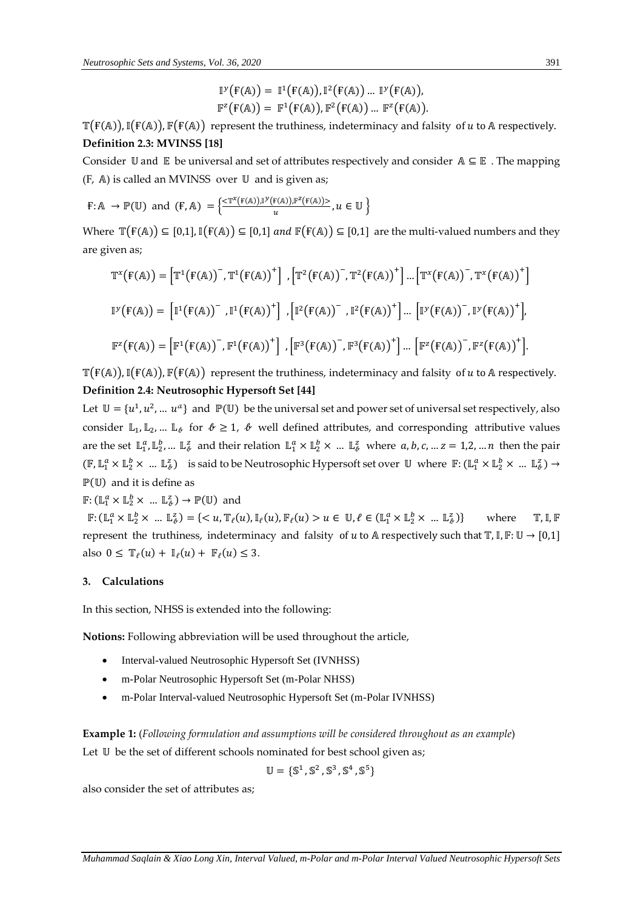$$\mathbb{I}^{y}(\mathrm{F}(\mathbb{A})) = \mathbb{I}^{1}(\mathrm{F}(\mathbb{A})), \mathbb{I}^{2}(\mathrm{F}(\mathbb{A})) \dots \mathbb{I}^{y}(\mathrm{F}(\mathbb{A})),$$
$$\mathbb{F}^{z}(\mathrm{F}(\mathbb{A})) = \mathbb{F}^{1}(\mathrm{F}(\mathbb{A})), \mathbb{F}^{2}(\mathrm{F}(\mathbb{A})) \dots \mathbb{F}^{z}(\mathrm{F}(\mathbb{A})).$$

$\mathbb{T}(\mathrm{F}(\mathbb{A})), \mathbb{I}(\mathrm{F}(\mathbb{A})), \mathbb{F}(\mathrm{F}(\mathbb{A}))$ represent the truthiness, indeterminacy and falsity of $u$ to $\mathbb{A}$ respectively.

**Definition 2.3: MVINSS [18]**

Consider $\mathbb{U}$ and $\mathbb{E}$ be universal and set of attributes respectively and consider $\mathbb{A} \subseteq \mathbb{E}$ . The mapping $(\mathrm{F}, \mathbb{A})$ is called an MVINSS over $\mathbb{U}$ and is given as;

$$\mathrm{F}: \mathbb{A} \rightarrow \mathbb{P}(\mathbb{U}) \text{ and } (\mathrm{F}, \mathbb{A}) = \left\{ \frac{<\mathbb{T}^{x}(\mathrm{F}(\mathbb{A})), \mathbb{I}^{y}(\mathrm{F}(\mathbb{A})), \mathbb{F}^{z}(\mathrm{F}(\mathbb{A}))>}{u}, u \in \mathbb{U} \right\}$$

Where $\mathbb{T}(\mathrm{F}(\mathbb{A})) \subseteq [0,1], \mathbb{I}(\mathrm{F}(\mathbb{A})) \subseteq [0,1]$ *and* $\mathbb{F}(\mathrm{F}(\mathbb{A})) \subseteq [0,1]$ are the multi-valued numbers and they are given as;

$$\mathbb{T}^{x}(\mathrm{F}(\mathbb{A})) = \left[\mathbb{T}^{1}(\mathrm{F}(\mathbb{A}))^{-}, \mathbb{T}^{1}(\mathrm{F}(\mathbb{A}))^{+}\right], \left[\mathbb{T}^{2}(\mathrm{F}(\mathbb{A}))^{-}, \mathbb{T}^{2}(\mathrm{F}(\mathbb{A}))^{+}\right] \dots \left[\mathbb{T}^{x}(\mathrm{F}(\mathbb{A}))^{-}, \mathbb{T}^{x}(\mathrm{F}(\mathbb{A}))^{+}\right]$$

$$\mathbb{I}^{y}(\mathrm{F}(\mathbb{A})) = \left[\mathbb{I}^{1}(\mathrm{F}(\mathbb{A}))^{-}, \mathbb{I}^{1}(\mathrm{F}(\mathbb{A}))^{+}\right], \left[\mathbb{I}^{2}(\mathrm{F}(\mathbb{A}))^{-}, \mathbb{I}^{2}(\mathrm{F}(\mathbb{A}))^{+}\right] \dots \left[\mathbb{I}^{y}(\mathrm{F}(\mathbb{A}))^{-}, \mathbb{I}^{y}(\mathrm{F}(\mathbb{A}))^{+}\right],$$

$$\mathbb{F}^{z}(\mathrm{F}(\mathbb{A})) = \left[\mathbb{F}^{1}(\mathrm{F}(\mathbb{A}))^{-}, \mathbb{F}^{1}(\mathrm{F}(\mathbb{A}))^{+}\right], \left[\mathbb{F}^{3}(\mathrm{F}(\mathbb{A}))^{-}, \mathbb{F}^{3}(\mathrm{F}(\mathbb{A}))^{+}\right] \dots \left[\mathbb{F}^{z}(\mathrm{F}(\mathbb{A}))^{-}, \mathbb{F}^{z}(\mathrm{F}(\mathbb{A}))^{+}\right].$$

$\mathbb{T}(\mathrm{F}(\mathbb{A})), \mathbb{I}(\mathrm{F}(\mathbb{A})), \mathbb{F}(\mathrm{F}(\mathbb{A}))$ represent the truthiness, indeterminacy and falsity of $u$ to $\mathbb{A}$ respectively.

**Definition 2.4: Neutrosophic Hypersoft Set [44]**

Let $\mathbb{U} = \{u^{1}, u^{2}, \dots u^{a}\}$ and $\mathbb{P}(\mathbb{U})$ be the universal set and power set of universal set respectively, also consider $\mathbb{L}_{1}, \mathbb{L}_{2}, \dots \mathbb{L}_{\mathscr{b}}$ for $\mathscr{b} \geq 1$, $\mathscr{b}$ well defined attributes, and corresponding attributive values are the set $\mathbb{L}_{1}^{a}, \mathbb{L}_{2}^{b}, \dots \mathbb{L}_{\mathscr{b}}^{z}$ and their relation $\mathbb{L}_{1}^{a} \times \mathbb{L}_{2}^{b} \times \dots \mathbb{L}_{\mathscr{b}}^{z}$ where $a, b, c, \dots z = 1, 2, \dots n$ then the pair $(\mathbb{F}, \mathbb{L}_{1}^{a} \times \mathbb{L}_{2}^{b} \times \dots \mathbb{L}_{\mathscr{b}}^{z})$ is said to be Neutrosophic Hypersoft set over $\mathbb{U}$ where $\mathbb{F}: (\mathbb{L}_{1}^{a} \times \mathbb{L}_{2}^{b} \times \dots \mathbb{L}_{\mathscr{b}}^{z}) \rightarrow \mathbb{P}(\mathbb{U})$ and it is define as

$\mathbb{F}: (\mathbb{L}_{1}^{a} \times \mathbb{L}_{2}^{b} \times \dots \mathbb{L}_{\mathscr{b}}^{z}) \rightarrow \mathbb{P}(\mathbb{U})$ and

$\mathbb{F}: (\mathbb{L}_{1}^{a} \times \mathbb{L}_{2}^{b} \times \dots \mathbb{L}_{\mathscr{b}}^{z}) = \{< u, \mathbb{T}_{\ell}(u), \mathbb{I}_{\ell}(u), \mathbb{F}_{\ell}(u) > u \in \mathbb{U}, \ell \in (\mathbb{L}_{1}^{a} \times \mathbb{L}_{2}^{b} \times \dots \mathbb{L}_{\mathscr{b}}^{z})\}$ where $\mathbb{T}, \mathbb{I}, \mathbb{F}$ represent the truthiness, indeterminacy and falsity of $u$ to $\mathbb{A}$ respectively such that $\mathbb{T}, \mathbb{I}, \mathbb{F}: \mathbb{U} \rightarrow [0,1]$ also $0 \leq \mathbb{T}_{\ell}(u) + \mathbb{I}_{\ell}(u) + \mathbb{F}_{\ell}(u) \leq 3$.

## 3. Calculations

In this section, NHSS is extended into the following:

**Notions:** Following abbreviation will be used throughout the article,

- Interval-valued Neutrosophic Hypersoft Set (IVNHSS)
- m-Polar Neutrosophic Hypersoft Set (m-Polar NHSS)
- m-Polar Interval-valued Neutrosophic Hypersoft Set (m-Polar IVNHSS)

**Example 1:** (*Following formulation and assumptions will be considered throughout as an example*)

Let $\mathbb{U}$ be the set of different schools nominated for best school given as;

$$\mathbb{U} = \{\mathbb{S}^{1}, \mathbb{S}^{2}, \mathbb{S}^{3}, \mathbb{S}^{4}, \mathbb{S}^{5}\}$$

also consider the set of attributes as;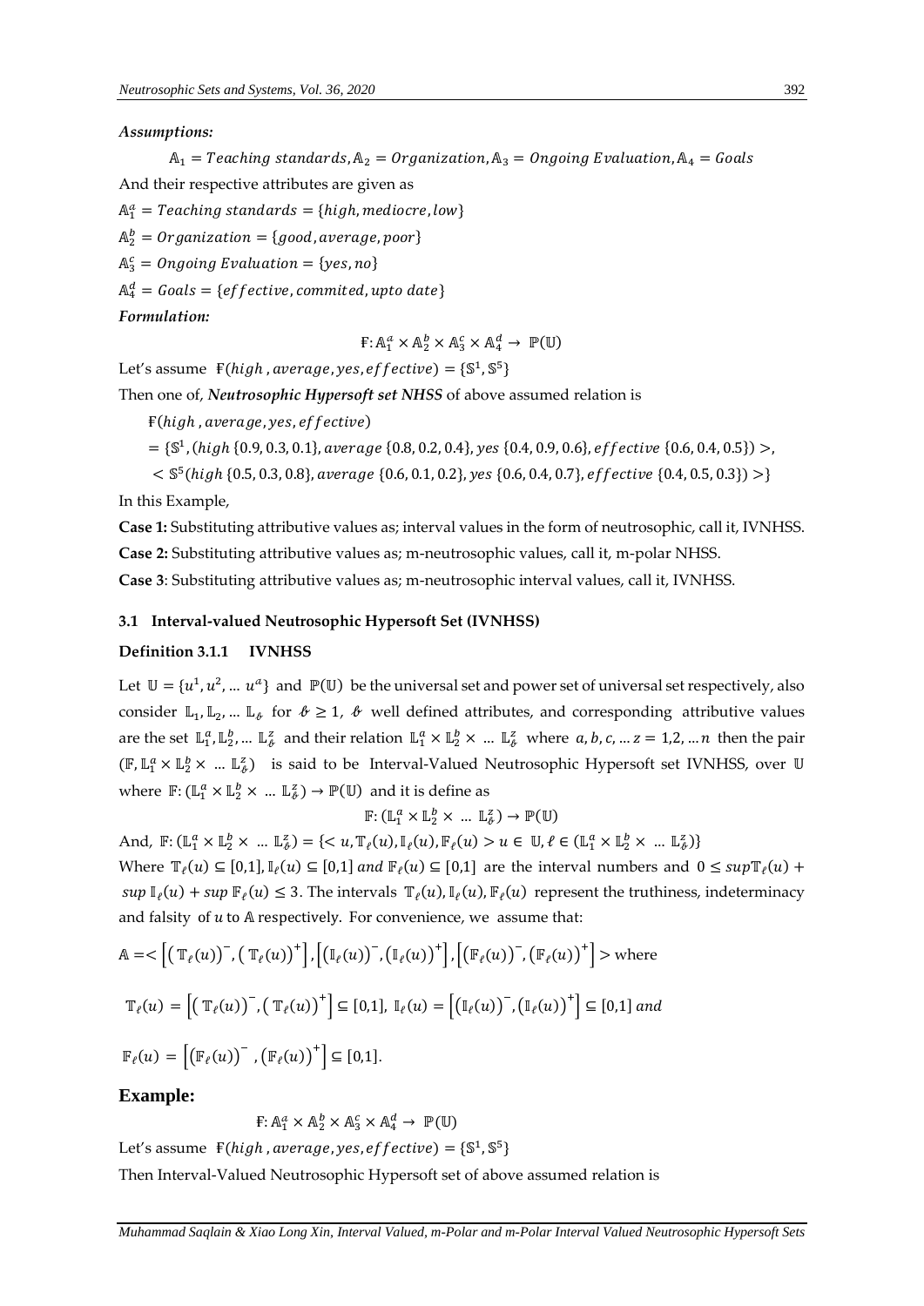***Assumptions:***

$$\mathbb{A}_1 = Teaching\ standards, \mathbb{A}_2 = Organization, \mathbb{A}_3 = Ongoing\ Evaluation, \mathbb{A}_4 = Goals$$

And their respective attributes are given as

$\mathbb{A}_1^a = Teaching\ standards = \{high, mediocre, low\}$

$\mathbb{A}_2^b = Organization = \{good, average, poor\}$

$\mathbb{A}_3^c = Ongoing\ Evaluation = \{yes, no\}$

$\mathbb{A}_4^d = Goals = \{effective, commited, upto\ date\}$

***Formulation:***

$$\text{F}: \mathbb{A}_1^a \times \mathbb{A}_2^b \times \mathbb{A}_3^c \times \mathbb{A}_4^d \rightarrow \mathbb{P}(\mathbb{U})$$

Let's assume $\text{F}(high, average, yes, effective) = \{\mathbb{S}^1, \mathbb{S}^5\}$

Then one of, ***Neutrosophic Hypersoft set NHSS*** of above assumed relation is

$\text{F}(high, average, yes, effective)$

$= \{\mathbb{S}^1, (high\,\{0.9, 0.3, 0.1\}, average\,\{0.8, 0.2, 0.4\}, yes\,\{0.4, 0.9, 0.6\}, effective\,\{0.6, 0.4, 0.5\}) >,$

$< \mathbb{S}^5(high\,\{0.5, 0.3, 0.8\}, average\,\{0.6, 0.1, 0.2\}, yes\,\{0.6, 0.4, 0.7\}, effective\,\{0.4, 0.5, 0.3\}) >\}$

In this Example,

**Case 1:** Substituting attributive values as; interval values in the form of neutrosophic, call it, IVNHSS.

**Case 2:** Substituting attributive values as; m-neutrosophic values, call it, m-polar NHSS.

**Case 3**: Substituting attributive values as; m-neutrosophic interval values, call it, IVNHSS.

### 3.1 Interval-valued Neutrosophic Hypersoft Set (IVNHSS)

**Definition 3.1.1 IVNHSS**

Let $\mathbb{U} = \{u^1, u^2, \ldots u^a\}$ and $\mathbb{P}(\mathbb{U})$ be the universal set and power set of universal set respectively, also consider $\mathbb{L}_1, \mathbb{L}_2, \ldots \mathbb{L}_{\mathscr{b}}$ for $\mathscr{b} \geq 1$, $\mathscr{b}$ well defined attributes, and corresponding attributive values are the set $\mathbb{L}_1^a, \mathbb{L}_2^b, \ldots \mathbb{L}_{\mathscr{b}}^z$ and their relation $\mathbb{L}_1^a \times \mathbb{L}_2^b \times \ldots \mathbb{L}_{\mathscr{b}}^z$ where $a, b, c, \ldots z = 1,2, \ldots n$ then the pair $(\mathbb{F}, \mathbb{L}_1^a \times \mathbb{L}_2^b \times \ldots \mathbb{L}_{\mathscr{b}}^z)$ is said to be Interval-Valued Neutrosophic Hypersoft set IVNHSS, over $\mathbb{U}$ where $\mathbb{F}: (\mathbb{L}_1^a \times \mathbb{L}_2^b \times \ldots \mathbb{L}_{\mathscr{b}}^z) \rightarrow \mathbb{P}(\mathbb{U})$ and it is define as

$$\mathbb{F}: (\mathbb{L}_1^a \times \mathbb{L}_2^b \times \ldots \mathbb{L}_{\mathscr{b}}^z) \rightarrow \mathbb{P}(\mathbb{U})$$

And, $\mathbb{F}: (\mathbb{L}_1^a \times \mathbb{L}_2^b \times \ldots \mathbb{L}_{\mathscr{b}}^z) = \{< u, \mathbb{T}_\ell(u), \mathbb{I}_\ell(u), \mathbb{F}_\ell(u) > u \in \mathbb{U}, \ell \in (\mathbb{L}_1^a \times \mathbb{L}_2^b \times \ldots \mathbb{L}_{\mathscr{b}}^z)\}$

Where $\mathbb{T}_\ell(u) \subseteq [0,1], \mathbb{I}_\ell(u) \subseteq [0,1]$ *and* $\mathbb{F}_\ell(u) \subseteq [0,1]$ are the interval numbers and $0 \leq sup\mathbb{T}_\ell(u) + sup\,\mathbb{I}_\ell(u) + sup\,\mathbb{F}_\ell(u) \leq 3$. The intervals $\mathbb{T}_\ell(u), \mathbb{I}_\ell(u), \mathbb{F}_\ell(u)$ represent the truthiness, indeterminacy and falsity of $u$ to $\mathbb{A}$ respectively. For convenience, we assume that:

$$\mathbb{A} = < \left[\left(\mathbb{T}_\ell(u)\right)^-, \left(\mathbb{T}_\ell(u)\right)^+\right], \left[\left(\mathbb{I}_\ell(u)\right)^-, \left(\mathbb{I}_\ell(u)\right)^+\right], \left[\left(\mathbb{F}_\ell(u)\right)^-, \left(\mathbb{F}_\ell(u)\right)^+\right] > \text{where}$$

$$\mathbb{T}_\ell(u) = \left[\left(\mathbb{T}_\ell(u)\right)^-, \left(\mathbb{T}_\ell(u)\right)^+\right] \subseteq [0,1],\ \mathbb{I}_\ell(u) = \left[\left(\mathbb{I}_\ell(u)\right)^-, \left(\mathbb{I}_\ell(u)\right)^+\right] \subseteq [0,1]\ and$$

$$\mathbb{F}_\ell(u) = \left[\left(\mathbb{F}_\ell(u)\right)^-, \left(\mathbb{F}_\ell(u)\right)^+\right] \subseteq [0,1].$$

## Example:

$$\text{F}: \mathbb{A}_1^a \times \mathbb{A}_2^b \times \mathbb{A}_3^c \times \mathbb{A}_4^d \rightarrow \mathbb{P}(\mathbb{U})$$

Let's assume $\text{F}(high, average, yes, effective) = \{\mathbb{S}^1, \mathbb{S}^5\}$

Then Interval-Valued Neutrosophic Hypersoft set of above assumed relation is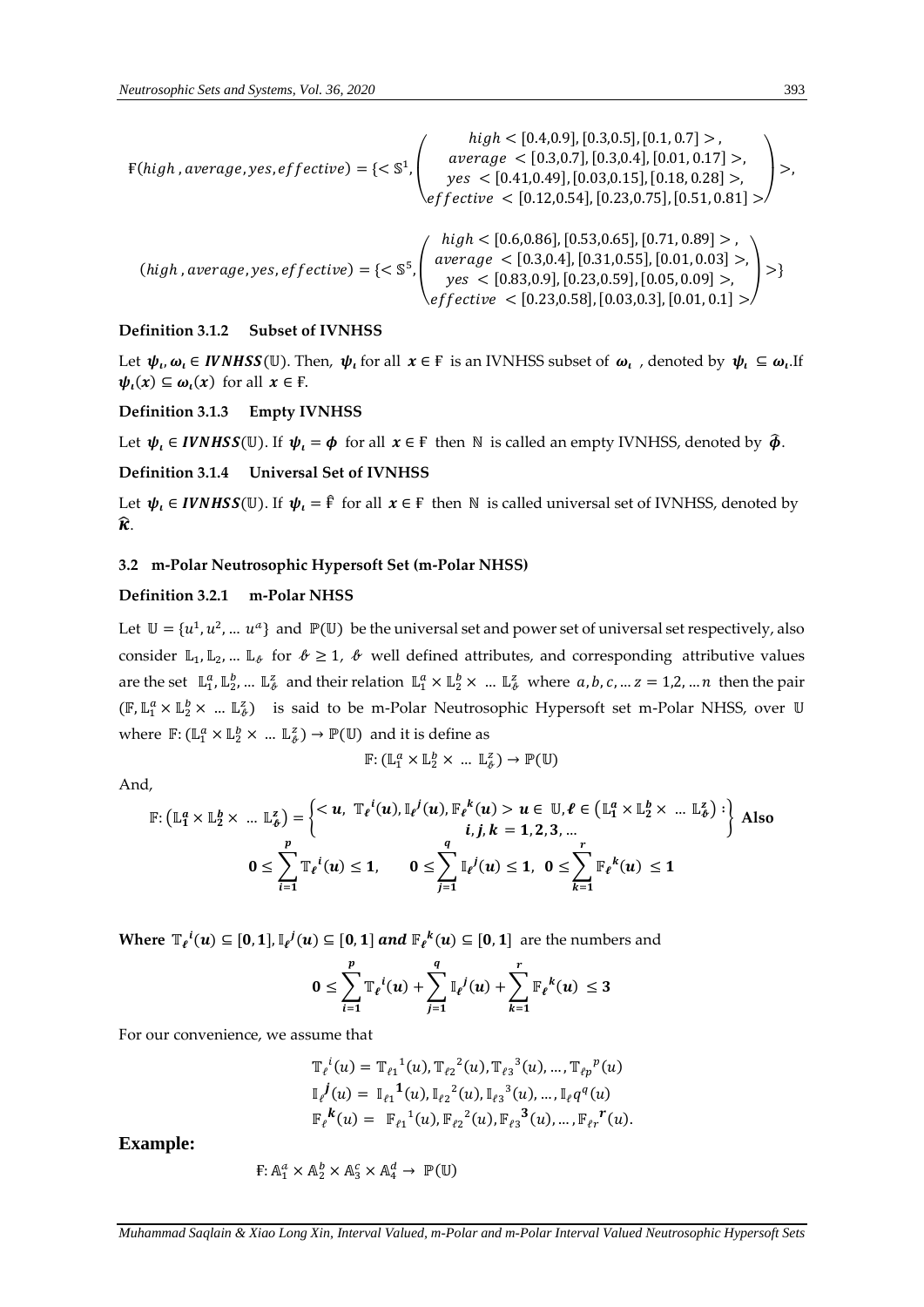$$\text{Ғ}(high\ , average, yes, effective) = \{< \mathbb{S}^1, \begin{pmatrix} high < [0.4,0.9], [0.3,0.5], [0.1, 0.7] >, \\ average\ < [0.3,0.7], [0.3,0.4], [0.01, 0.17] >, \\ yes\ < [0.41,0.49], [0.03,0.15], [0.18, 0.28] >, \\ effective\ < [0.12,0.54], [0.23,0.75], [0.51, 0.81] > \end{pmatrix} >,$$

$$(high\ , average, yes, effective) = \{< \mathbb{S}^5, \begin{pmatrix} high < [0.6,0.86], [0.53,0.65], [0.71, 0.89] >, \\ average\ < [0.3,0.4], [0.31,0.55], [0.01, 0.03] >, \\ yes\ < [0.83,0.9], [0.23,0.59], [0.05, 0.09] >, \\ effective\ < [0.23,0.58], [0.03,0.3], [0.01, 0.1] > \end{pmatrix} >\}$$

**Definition 3.1.2 Subset of IVNHSS**

Let $\boldsymbol{\psi_\iota}, \boldsymbol{\omega_\iota} \in \boldsymbol{IVNHSS}(\mathbb{U})$. Then, $\boldsymbol{\psi_\iota}$ for all $\boldsymbol{x} \in \text{Ғ}$ is an IVNHSS subset of $\boldsymbol{\omega_\iota}$ , denoted by $\boldsymbol{\psi_\iota} \subseteq \boldsymbol{\omega_\iota}$.If $\boldsymbol{\psi_\iota}(\boldsymbol{x}) \subseteq \boldsymbol{\omega_\iota}(\boldsymbol{x})$ for all $\boldsymbol{x} \in \text{Ғ}$.

**Definition 3.1.3 Empty IVNHSS**

Let $\boldsymbol{\psi_\iota} \in \boldsymbol{IVNHSS}(\mathbb{U})$. If $\boldsymbol{\psi_\iota} = \boldsymbol{\phi}$ for all $\boldsymbol{x} \in \text{Ғ}$ then $\mathbb{N}$ is called an empty IVNHSS, denoted by $\widehat{\boldsymbol{\phi}}$.

**Definition 3.1.4 Universal Set of IVNHSS**

Let $\boldsymbol{\psi_\iota} \in \boldsymbol{IVNHSS}(\mathbb{U})$. If $\boldsymbol{\psi_\iota} = \hat{\text{Ғ}}$ for all $\boldsymbol{x} \in \text{Ғ}$ then $\mathbb{N}$ is called universal set of IVNHSS, denoted by $\widehat{\boldsymbol{\kappa}}$.

### 3.2 m-Polar Neutrosophic Hypersoft Set (m-Polar NHSS)

**Definition 3.2.1 m-Polar NHSS**

Let $\mathbb{U} = \{u^1, u^2, \dots u^a\}$ and $\mathbb{P}(\mathbb{U})$ be the universal set and power set of universal set respectively, also consider $\mathbb{L}_1, \mathbb{L}_2, \dots \mathbb{L}_{\mathscr{b}}$ for $\mathscr{b} \geq 1$, $\mathscr{b}$ well defined attributes, and corresponding attributive values are the set $\mathbb{L}_1^a, \mathbb{L}_2^b, \dots \mathbb{L}_{\mathscr{b}}^z$ and their relation $\mathbb{L}_1^a \times \mathbb{L}_2^b \times \dots \mathbb{L}_{\mathscr{b}}^z$ where $a, b, c, \dots z = 1,2, \dots n$ then the pair $(\mathbb{F}, \mathbb{L}_1^a \times \mathbb{L}_2^b \times \dots \mathbb{L}_{\mathscr{b}}^z)$ is said to be m-Polar Neutrosophic Hypersoft set m-Polar NHSS, over $\mathbb{U}$ where $\mathbb{F}: (\mathbb{L}_1^a \times \mathbb{L}_2^b \times \dots \mathbb{L}_{\mathscr{b}}^z) \to \mathbb{P}(\mathbb{U})$ and it is define as

$$\mathbb{F}: (\mathbb{L}_1^a \times \mathbb{L}_2^b \times \dots \mathbb{L}_{\mathscr{b}}^z) \to \mathbb{P}(\mathbb{U})$$

And,

$$\mathbb{F}: \left(\mathbb{L}_1^a \times \mathbb{L}_2^b \times \dots \mathbb{L}_{\mathscr{b}}^z\right) = \left\{ \begin{matrix} < \boldsymbol{u},\ \mathbb{T}_{\ell}{}^{i}(\boldsymbol{u}), \mathbb{I}_{\ell}{}^{j}(\boldsymbol{u}), \mathbb{F}_{\ell}{}^{k}(\boldsymbol{u}) > \boldsymbol{u} \in \mathbb{U}, \boldsymbol{\ell} \in \left(\mathbb{L}_1^a \times \mathbb{L}_2^b \times \dots \mathbb{L}_{\mathscr{b}}^z\right) : \\ \boldsymbol{i}, \boldsymbol{j}, \boldsymbol{k} = \mathbf{1}, \mathbf{2}, \mathbf{3}, \dots \end{matrix} \right\} \textbf{ Also}$$

$$\mathbf{0} \leq \sum_{i=1}^{p} \mathbb{T}_{\ell}{}^{i}(\boldsymbol{u}) \leq \mathbf{1}, \qquad \mathbf{0} \leq \sum_{j=1}^{q} \mathbb{I}_{\ell}{}^{j}(\boldsymbol{u}) \leq \mathbf{1}, \ \ \mathbf{0} \leq \sum_{k=1}^{r} \mathbb{F}_{\ell}{}^{k}(\boldsymbol{u}) \leq \mathbf{1}$$

**Where** $\mathbb{T}_{\ell}{}^{i}(\boldsymbol{u}) \subseteq [\mathbf{0}, \mathbf{1}], \mathbb{I}_{\ell}{}^{j}(\boldsymbol{u}) \subseteq [\mathbf{0}, \mathbf{1}]$ ***and*** $\mathbb{F}_{\ell}{}^{k}(\boldsymbol{u}) \subseteq [\mathbf{0}, \mathbf{1}]$ are the numbers and

$$\mathbf{0} \leq \sum_{i=1}^{p} \mathbb{T}_{\ell}{}^{i}(\boldsymbol{u}) + \sum_{j=1}^{q} \mathbb{I}_{\ell}{}^{j}(\boldsymbol{u}) + \sum_{k=1}^{r} \mathbb{F}_{\ell}{}^{k}(\boldsymbol{u}) \leq \mathbf{3}$$

For our convenience, we assume that

$$\mathbb{T}_{\ell}{}^{i}(u) = \mathbb{T}_{\ell 1}{}^{1}(u), \mathbb{T}_{\ell 2}{}^{2}(u), \mathbb{T}_{\ell 3}{}^{3}(u), \dots, \mathbb{T}_{\ell p}{}^{p}(u)$$
$$\mathbb{I}_{\ell}{}^{\boldsymbol{j}}(u) = \mathbb{I}_{\ell 1}{}^{\mathbf{1}}(u), \mathbb{I}_{\ell 2}{}^{2}(u), \mathbb{I}_{\ell 3}{}^{3}(u), \dots, \mathbb{I}_{\ell} q^{q}(u)$$
$$\mathbb{F}_{\ell}{}^{\boldsymbol{k}}(u) = \mathbb{F}_{\ell 1}{}^{1}(u), \mathbb{F}_{\ell 2}{}^{2}(u), \mathbb{F}_{\ell 3}{}^{\mathbf{3}}(u), \dots, \mathbb{F}_{\ell r}{}^{\boldsymbol{r}}(u).$$

## Example:

$$\text{Ғ}: \mathbb{A}_1^a \times \mathbb{A}_2^b \times \mathbb{A}_3^c \times \mathbb{A}_4^d \to \mathbb{P}(\mathbb{U})$$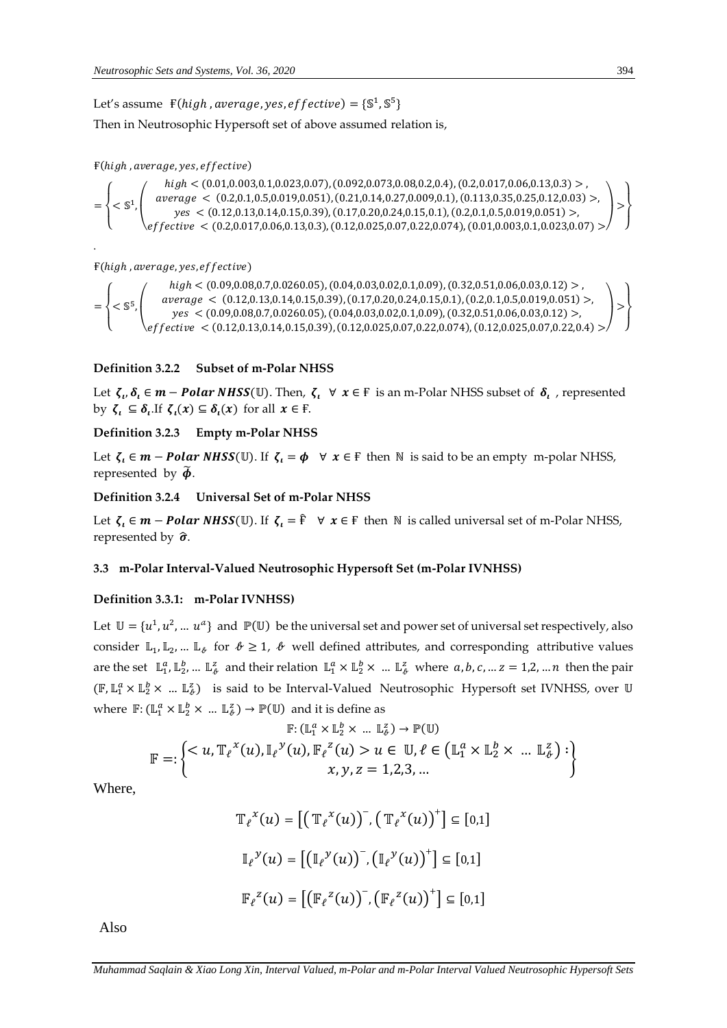Let's assume $\mathrm{F}(high, average, yes, effective) = \{\mathbb{S}^1, \mathbb{S}^5\}$

Then in Neutrosophic Hypersoft set of above assumed relation is,

$$\mathrm{F}(high, average, yes, effective)$$

$$= \left\{ < \mathbb{S}^1, \begin{pmatrix} high < (0.01,0.003,0.1,0.023,0.07), (0.092,0.073,0.08,0.2,0.4), (0.2,0.017,0.06,0.13,0.3) >, \\ average < (0.2,0.1,0.5,0.019,0.051), (0.21,0.14,0.27,0.009,0.1), (0.113,0.35,0.25,0.12,0.03) >, \\ yes < (0.12,0.13,0.14,0.15,0.39), (0.17,0.20,0.24,0.15,0.1), (0.2,0.1,0.5,0.019,0.051) >, \\ effective < (0.2,0.017,0.06,0.13,0.3), (0.12,0.025,0.07,0.22,0.074), (0.01,0.003,0.1,0.023,0.07) > \end{pmatrix} > \right\}$$

.

$$\mathrm{F}(high, average, yes, effective)$$

$$= \left\{ < \mathbb{S}^5, \begin{pmatrix} high < (0.09,0.08,0.7,0.0260.05), (0.04,0.03,0.02,0.1,0.09), (0.32,0.51,0.06,0.03,0.12) >, \\ average < (0.12,0.13,0.14,0.15,0.39), (0.17,0.20,0.24,0.15,0.1), (0.2,0.1,0.5,0.019,0.051) >, \\ yes < (0.09,0.08,0.7,0.0260.05), (0.04,0.03,0.02,0.1,0.09), (0.32,0.51,0.06,0.03,0.12) >, \\ effective < (0.12,0.13,0.14,0.15,0.39), (0.12,0.025,0.07,0.22,0.074), (0.12,0.025,0.07,0.22,0.4) > \end{pmatrix} > \right\}$$

#### Definition 3.2.2 Subset of m-Polar NHSS

Let $\boldsymbol{\zeta}_{\iota}, \boldsymbol{\delta}_{\iota} \in \boldsymbol{m} - \boldsymbol{Polar\ NHSS}(\mathbb{U})$. Then, $\boldsymbol{\zeta}_{\iota}\ \ \forall\ \boldsymbol{x} \in \mathrm{F}$ is an m-Polar NHSS subset of $\boldsymbol{\delta}_{\iota}$, represented by $\boldsymbol{\zeta}_{\iota} \subseteq \boldsymbol{\delta}_{\iota}$.If $\boldsymbol{\zeta}_{\iota}(\boldsymbol{x}) \subseteq \boldsymbol{\delta}_{\iota}(\boldsymbol{x})$ for all $\boldsymbol{x} \in \mathrm{F}$.

#### Definition 3.2.3 Empty m-Polar NHSS

Let $\boldsymbol{\zeta}_{\iota} \in \boldsymbol{m} - \boldsymbol{Polar\ NHSS}(\mathbb{U})$. If $\boldsymbol{\zeta}_{\iota} = \boldsymbol{\phi}\ \ \forall\ \boldsymbol{x} \in \mathrm{F}$ then $\mathbb{N}$ is said to be an empty m-polar NHSS, represented by $\widetilde{\boldsymbol{\phi}}$.

#### Definition 3.2.4 Universal Set of m-Polar NHSS

Let $\boldsymbol{\zeta}_{\iota} \in \boldsymbol{m} - \boldsymbol{Polar\ NHSS}(\mathbb{U})$. If $\boldsymbol{\zeta}_{\iota} = \hat{\mathrm{F}}\ \ \forall\ \boldsymbol{x} \in \mathrm{F}$ then $\mathbb{N}$ is called universal set of m-Polar NHSS, represented by $\widehat{\boldsymbol{\sigma}}$.

### 3.3 m-Polar Interval-Valued Neutrosophic Hypersoft Set (m-Polar IVNHSS)

#### Definition 3.3.1: m-Polar IVNHSS)

Let $\mathbb{U} = \{u^1, u^2, \dots u^a\}$ and $\mathbb{P}(\mathbb{U})$ be the universal set and power set of universal set respectively, also consider $\mathbb{L}_1, \mathbb{L}_2, \dots \mathbb{L}_{\ell}$ for $\ell \geq 1$, $\ell$ well defined attributes, and corresponding attributive values are the set $\mathbb{L}_1^a, \mathbb{L}_2^b, \dots \mathbb{L}_{\ell}^z$ and their relation $\mathbb{L}_1^a \times \mathbb{L}_2^b \times \dots \mathbb{L}_{\ell}^z$ where $a, b, c, \dots z = 1,2, \dots n$ then the pair $(\mathbb{F}, \mathbb{L}_1^a \times \mathbb{L}_2^b \times \dots \mathbb{L}_{\ell}^z)$ is said to be Interval-Valued Neutrosophic Hypersoft set IVNHSS, over $\mathbb{U}$ where $\mathbb{F}: (\mathbb{L}_1^a \times \mathbb{L}_2^b \times \dots \mathbb{L}_{\ell}^z) \to \mathbb{P}(\mathbb{U})$ and it is define as

$$\mathbb{F}: (\mathbb{L}_1^a \times \mathbb{L}_2^b \times \dots \mathbb{L}_{\ell}^z) \to \mathbb{P}(\mathbb{U})$$

$$\mathbb{F} =: \left\{ \begin{matrix} < u, \mathbb{T}_{\ell}{}^{x}(u), \mathbb{I}_{\ell}{}^{y}(u), \mathbb{F}_{\ell}{}^{z}(u) > u \in \mathbb{U}, \ell \in (\mathbb{L}_1^a \times \mathbb{L}_2^b \times \dots \mathbb{L}_{\ell}^z) : \\ x, y, z = 1,2,3, \dots \end{matrix} \right\}$$

Where,

$$\mathbb{T}_{\ell}{}^{x}(u) = \left[ \left( \mathbb{T}_{\ell}{}^{x}(u) \right)^{-}, \left( \mathbb{T}_{\ell}{}^{x}(u) \right)^{+} \right] \subseteq [0,1]$$

$$\mathbb{I}_{\ell}{}^{y}(u) = \left[ \left( \mathbb{I}_{\ell}{}^{y}(u) \right)^{-}, \left( \mathbb{I}_{\ell}{}^{y}(u) \right)^{+} \right] \subseteq [0,1]$$

$$\mathbb{F}_{\ell}{}^{z}(u) = \left[ \left( \mathbb{F}_{\ell}{}^{z}(u) \right)^{-}, \left( \mathbb{F}_{\ell}{}^{z}(u) \right)^{+} \right] \subseteq [0,1]$$

Also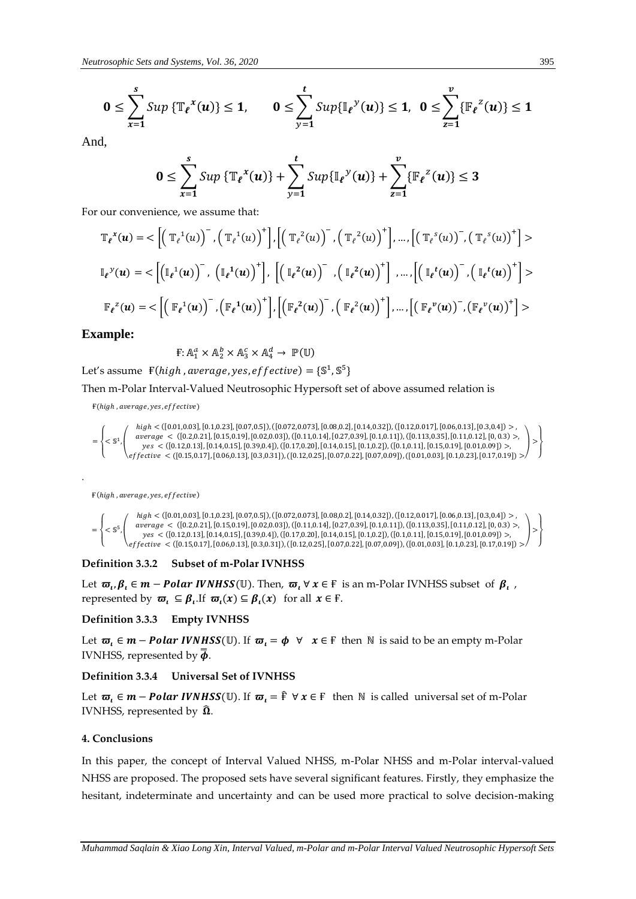$$\mathbf{0} \leq \sum_{x=1}^{s} Sup\, \{\mathbb{T}_{\ell}{}^{x}(\boldsymbol{u})\} \leq \mathbf{1}, \qquad \mathbf{0} \leq \sum_{y=1}^{t} Sup\{\mathbb{I}_{\ell}{}^{y}(\boldsymbol{u})\} \leq \mathbf{1}, \;\; \mathbf{0} \leq \sum_{z=1}^{v} \{\mathbb{F}_{\ell}{}^{z}(\boldsymbol{u})\} \leq \mathbf{1}$$

And,

$$\mathbf{0} \leq \sum_{x=1}^{s} Sup\, \{\mathbb{T}_{\ell}{}^{x}(\boldsymbol{u})\} + \sum_{y=1}^{t} Sup\{\mathbb{I}_{\ell}{}^{y}(\boldsymbol{u})\} + \sum_{z=1}^{v} \{\mathbb{F}_{\ell}{}^{z}(\boldsymbol{u})\} \leq \mathbf{3}$$

For our convenience, we assume that:

$$\mathbb{T}_{\ell}{}^{x}(\boldsymbol{u}) = < \left[\left(\mathbb{T}_{\ell}{}^{1}(u)\right)^{-}, \left(\mathbb{T}_{\ell}{}^{1}(u)\right)^{+}\right], \left[\left(\mathbb{T}_{\ell}{}^{2}(u)\right)^{-}, \left(\mathbb{T}_{\ell}{}^{2}(u)\right)^{+}\right], \ldots, \left[\left(\mathbb{T}_{\ell}{}^{s}(u)\right)^{-}, \left(\mathbb{T}_{\ell}{}^{s}(u)\right)^{+}\right] >$$

$$\mathbb{I}_{\ell}{}^{y}(\boldsymbol{u}) = < \left[\left(\mathbb{I}_{\ell}{}^{1}(\boldsymbol{u})\right)^{-}, \left(\mathbb{I}_{\ell}{}^{1}(\boldsymbol{u})\right)^{+}\right], \left[\left(\mathbb{I}_{\ell}{}^{2}(\boldsymbol{u})\right)^{-}, \left(\mathbb{I}_{\ell}{}^{2}(\boldsymbol{u})\right)^{+}\right], \ldots, \left[\left(\mathbb{I}_{\ell}{}^{t}(\boldsymbol{u})\right)^{-}, \left(\mathbb{I}_{\ell}{}^{t}(\boldsymbol{u})\right)^{+}\right] >$$

$$\mathbb{F}_{\ell}{}^{z}(\boldsymbol{u}) = < \left[\left(\mathbb{F}_{\ell}{}^{1}(u)\right)^{-}, \left(\mathbb{F}_{\ell}{}^{1}(\boldsymbol{u})\right)^{+}\right], \left[\left(\mathbb{F}_{\ell}{}^{2}(\boldsymbol{u})\right)^{-}, \left(\mathbb{F}_{\ell}{}^{2}(\boldsymbol{u})\right)^{+}\right], \ldots, \left[\left(\mathbb{F}_{\ell}{}^{v}(\boldsymbol{u})\right)^{-}, \left(\mathbb{F}_{\ell}{}^{v}(\boldsymbol{u})\right)^{+}\right] >$$

## Example:

$$Ӻ: \mathbb{A}_1^a \times \mathbb{A}_2^b \times \mathbb{A}_3^c \times \mathbb{A}_4^d \rightarrow \mathbb{P}(\mathbb{U})$$

Let's assume $Ӻ(high\,, average, yes, effective) = \{\mathbb{S}^1, \mathbb{S}^5\}$

Then m-Polar Interval-Valued Neutrosophic Hypersoft set of above assumed relation is

$$Ӻ(high\,, average, yes, effective)$$

$$= \left\{ < \mathbb{S}^1, \left( \begin{array}{c} high < ([0.01,0.03],[0.1,0.23],[0.07,0.5]),([0.072,0.073],[0.08,0.2],[0.14,0.32]),([0.12,0.017],[0.06,0.13],[0.3,0.4]) >, \\ average \; < \; ([0.2,0.21],[0.15,0.19],[0.02,0.03]),([0.11,0.14],[0.27,0.39],[0.1,0.11]),([0.113,0.35],[0.11,0.12],[0,0.3]) >, \\ yes \; < ([0.12,0.13],[0.14,0.15],[0.39,0.4]),([0.17,0.20],[0.14,0.15],[0.1,0.2]),([0.1,0.11],[0.15,0.19],[0.01,0.09]) >, \\ effective \; < ([0.15,0.17],[0.06,0.13],[0.3,0.31]),([0.12,0.25],[0.07,0.22],[0.07,0.09]),([0.01,0.03],[0.1,0.23],[0.17,0.19]) > \end{array} \right) > \right\}$$

.

$$Ӻ(high\,, average, yes, effective)$$

$$= \left\{ < \mathbb{S}^5, \left( \begin{array}{c} high < ([0.01,0.03],[0.1,0.23],[0.07,0.5]),([0.072,0.073],[0.08,0.2],[0.14,0.32]),([0.12,0.017],[0.06,0.13],[0.3,0.4]) >, \\ average \; < \; ([0.2,0.21],[0.15,0.19],[0.02,0.03]),([0.11,0.14],[0.27,0.39],[0.1,0.11]),([0.113,0.35],[0.11,0.12],[0,0.3]) >, \\ yes \; < ([0.12,0.13],[0.14,0.15],[0.39,0.4]),([0.17,0.20],[0.14,0.15],[0.1,0.2]),([0.1,0.11],[0.15,0.19],[0.01,0.09]) >, \\ effective \; < ([0.15,0.17],[0.06,0.13],[0.3,0.31]),([0.12,0.25],[0.07,0.22],[0.07,0.09]),([0.01,0.03],[0.1,0.23],[0.17,0.19]) > \end{array} \right) > \right\}$$

### Definition 3.3.2 Subset of m-Polar IVNHSS

Let $\boldsymbol{\varpi}_{\iota}, \boldsymbol{\beta}_{\iota} \in \boldsymbol{m}-\boldsymbol{Polar\ IVNHSS}(\mathbb{U})$. Then, $\boldsymbol{\varpi}_{\iota}\ \forall\, \boldsymbol{x} \in Ӻ$ is an m-Polar IVNHSS subset of $\boldsymbol{\beta}_{\iota}$, represented by $\boldsymbol{\varpi}_{\iota} \subseteq \boldsymbol{\beta}_{\iota}$. If $\boldsymbol{\varpi}_{\iota}(\boldsymbol{x}) \subseteq \boldsymbol{\beta}_{\iota}(\boldsymbol{x})$ for all $\boldsymbol{x} \in Ӻ$.

### Definition 3.3.3 Empty IVNHSS

Let $\boldsymbol{\varpi}_{\iota} \in \boldsymbol{m}-\boldsymbol{Polar\ IVNHSS}(\mathbb{U})$. If $\boldsymbol{\varpi}_{\iota} = \boldsymbol{\phi}\ \ \forall\ \ \boldsymbol{x} \in Ӻ$ then $\mathbb{N}$ is said to be an empty m-Polar IVNHSS, represented by $\bar{\bar{\boldsymbol{\phi}}}$.

### Definition 3.3.4 Universal Set of IVNHSS

Let $\boldsymbol{\varpi}_{\iota} \in \boldsymbol{m}-\boldsymbol{Polar\ IVNHSS}(\mathbb{U})$. If $\boldsymbol{\varpi}_{\iota} = \hat{Ӻ}\ \forall\, \boldsymbol{x} \in Ӻ$ then $\mathbb{N}$ is called universal set of m-Polar IVNHSS, represented by $\widehat{\boldsymbol{\Omega}}$.

## 4. Conclusions

In this paper, the concept of Interval Valued NHSS, m-Polar NHSS and m-Polar interval-valued NHSS are proposed. The proposed sets have several significant features. Firstly, they emphasize the hesitant, indeterminate and uncertainty and can be used more practical to solve decision-making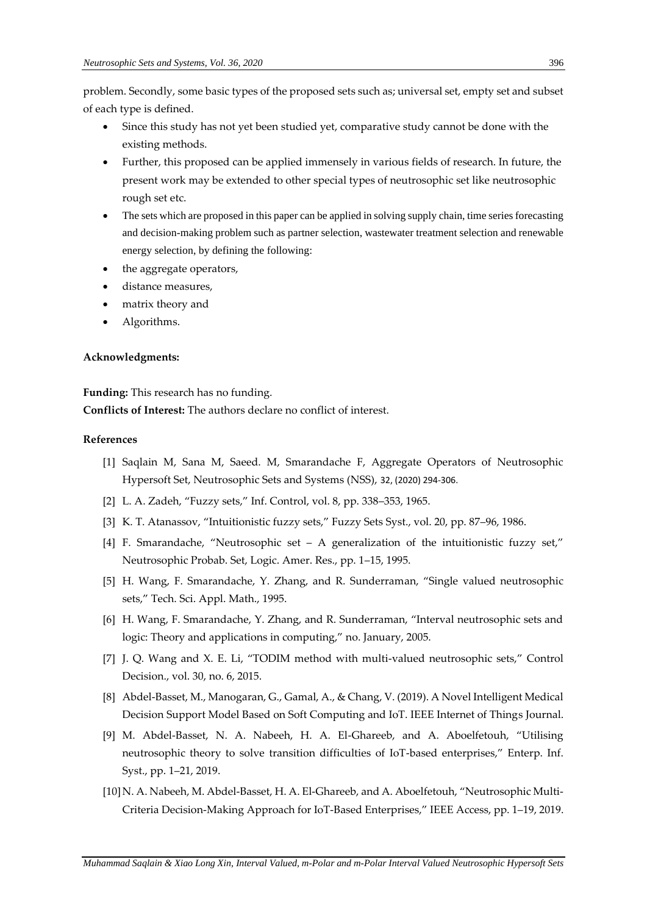problem. Secondly, some basic types of the proposed sets such as; universal set, empty set and subset of each type is defined.

- Since this study has not yet been studied yet, comparative study cannot be done with the existing methods.
- Further, this proposed can be applied immensely in various fields of research. In future, the present work may be extended to other special types of neutrosophic set like neutrosophic rough set etc.
- The sets which are proposed in this paper can be applied in solving supply chain, time series forecasting and decision-making problem such as partner selection, wastewater treatment selection and renewable energy selection, by defining the following:
- the aggregate operators,
- distance measures,
- matrix theory and
- Algorithms.

**Acknowledgments:**

**Funding:** This research has no funding.
**Conflicts of Interest:** The authors declare no conflict of interest.

**References**

[1] Saqlain M, Sana M, Saeed. M, Smarandache F, Aggregate Operators of Neutrosophic Hypersoft Set, Neutrosophic Sets and Systems (NSS), 32, (2020) 294-306.

[2] L. A. Zadeh, "Fuzzy sets," Inf. Control, vol. 8, pp. 338–353, 1965.

[3] K. T. Atanassov, "Intuitionistic fuzzy sets," Fuzzy Sets Syst., vol. 20, pp. 87–96, 1986.

[4] F. Smarandache, "Neutrosophic set – A generalization of the intuitionistic fuzzy set," Neutrosophic Probab. Set, Logic. Amer. Res., pp. 1–15, 1995.

[5] H. Wang, F. Smarandache, Y. Zhang, and R. Sunderraman, "Single valued neutrosophic sets," Tech. Sci. Appl. Math., 1995.

[6] H. Wang, F. Smarandache, Y. Zhang, and R. Sunderraman, "Interval neutrosophic sets and logic: Theory and applications in computing," no. January, 2005.

[7] J. Q. Wang and X. E. Li, "TODIM method with multi-valued neutrosophic sets," Control Decision., vol. 30, no. 6, 2015.

[8] Abdel-Basset, M., Manogaran, G., Gamal, A., & Chang, V. (2019). A Novel Intelligent Medical Decision Support Model Based on Soft Computing and IoT. IEEE Internet of Things Journal.

[9] M. Abdel-Basset, N. A. Nabeeh, H. A. El-Ghareeb, and A. Aboelfetouh, "Utilising neutrosophic theory to solve transition difficulties of IoT-based enterprises," Enterp. Inf. Syst., pp. 1–21, 2019.

[10] N. A. Nabeeh, M. Abdel-Basset, H. A. El-Ghareeb, and A. Aboelfetouh, "Neutrosophic Multi-Criteria Decision-Making Approach for IoT-Based Enterprises," IEEE Access, pp. 1–19, 2019.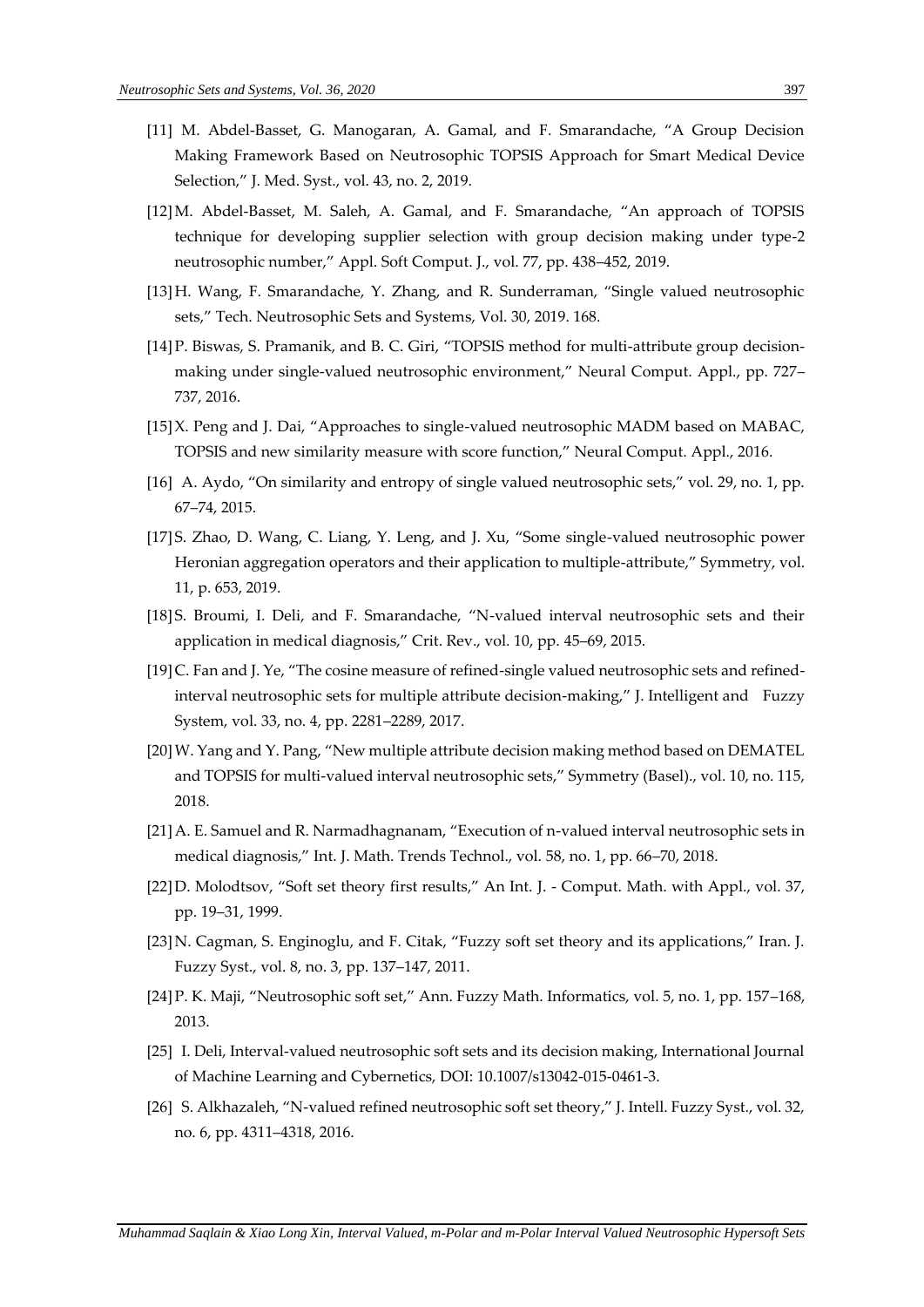[11] M. Abdel-Basset, G. Manogaran, A. Gamal, and F. Smarandache, "A Group Decision Making Framework Based on Neutrosophic TOPSIS Approach for Smart Medical Device Selection," J. Med. Syst., vol. 43, no. 2, 2019.

[12] M. Abdel-Basset, M. Saleh, A. Gamal, and F. Smarandache, "An approach of TOPSIS technique for developing supplier selection with group decision making under type-2 neutrosophic number," Appl. Soft Comput. J., vol. 77, pp. 438–452, 2019.

[13] H. Wang, F. Smarandache, Y. Zhang, and R. Sunderraman, "Single valued neutrosophic sets," Tech. Neutrosophic Sets and Systems, Vol. 30, 2019. 168.

[14] P. Biswas, S. Pramanik, and B. C. Giri, "TOPSIS method for multi-attribute group decision-making under single-valued neutrosophic environment," Neural Comput. Appl., pp. 727–737, 2016.

[15] X. Peng and J. Dai, "Approaches to single-valued neutrosophic MADM based on MABAC, TOPSIS and new similarity measure with score function," Neural Comput. Appl., 2016.

[16] A. Aydo, "On similarity and entropy of single valued neutrosophic sets," vol. 29, no. 1, pp. 67–74, 2015.

[17] S. Zhao, D. Wang, C. Liang, Y. Leng, and J. Xu, "Some single-valued neutrosophic power Heronian aggregation operators and their application to multiple-attribute," Symmetry, vol. 11, p. 653, 2019.

[18] S. Broumi, I. Deli, and F. Smarandache, "N-valued interval neutrosophic sets and their application in medical diagnosis," Crit. Rev., vol. 10, pp. 45–69, 2015.

[19] C. Fan and J. Ye, "The cosine measure of refined-single valued neutrosophic sets and refined-interval neutrosophic sets for multiple attribute decision-making," J. Intelligent and Fuzzy System, vol. 33, no. 4, pp. 2281–2289, 2017.

[20] W. Yang and Y. Pang, "New multiple attribute decision making method based on DEMATEL and TOPSIS for multi-valued interval neutrosophic sets," Symmetry (Basel)., vol. 10, no. 115, 2018.

[21] A. E. Samuel and R. Narmadhagnanam, "Execution of n-valued interval neutrosophic sets in medical diagnosis," Int. J. Math. Trends Technol., vol. 58, no. 1, pp. 66–70, 2018.

[22] D. Molodtsov, "Soft set theory first results," An Int. J. - Comput. Math. with Appl., vol. 37, pp. 19–31, 1999.

[23] N. Cagman, S. Enginoglu, and F. Citak, "Fuzzy soft set theory and its applications," Iran. J. Fuzzy Syst., vol. 8, no. 3, pp. 137–147, 2011.

[24] P. K. Maji, "Neutrosophic soft set," Ann. Fuzzy Math. Informatics, vol. 5, no. 1, pp. 157–168, 2013.

[25] I. Deli, Interval-valued neutrosophic soft sets and its decision making, International Journal of Machine Learning and Cybernetics, DOI: 10.1007/s13042-015-0461-3.

[26] S. Alkhazaleh, "N-valued refined neutrosophic soft set theory," J. Intell. Fuzzy Syst., vol. 32, no. 6, pp. 4311–4318, 2016.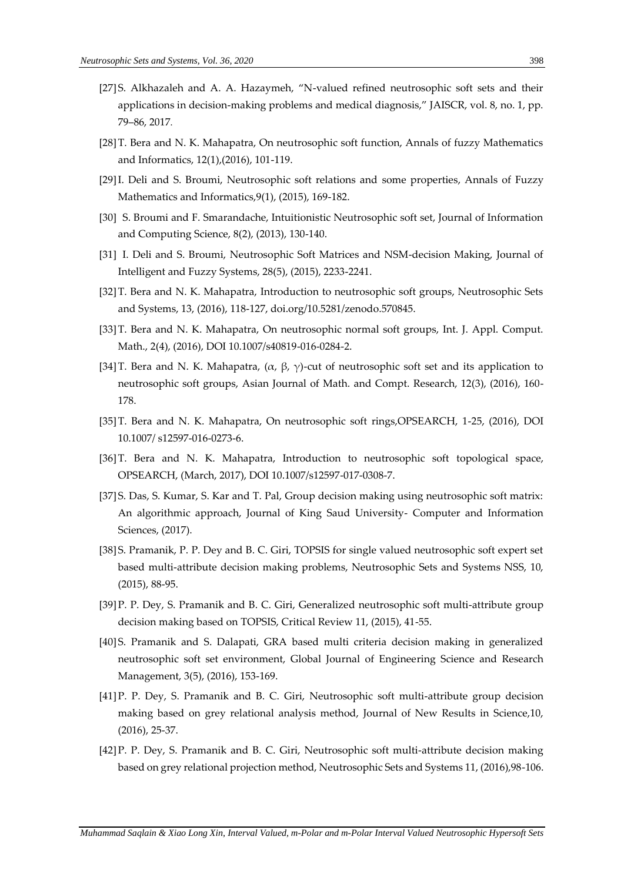[27] S. Alkhazaleh and A. A. Hazaymeh, "N-valued refined neutrosophic soft sets and their applications in decision-making problems and medical diagnosis," JAISCR, vol. 8, no. 1, pp. 79–86, 2017.

[28] T. Bera and N. K. Mahapatra, On neutrosophic soft function, Annals of fuzzy Mathematics and Informatics, 12(1),(2016), 101-119.

[29] I. Deli and S. Broumi, Neutrosophic soft relations and some properties, Annals of Fuzzy Mathematics and Informatics,9(1), (2015), 169-182.

[30] S. Broumi and F. Smarandache, Intuitionistic Neutrosophic soft set, Journal of Information and Computing Science, 8(2), (2013), 130-140.

[31] I. Deli and S. Broumi, Neutrosophic Soft Matrices and NSM-decision Making, Journal of Intelligent and Fuzzy Systems, 28(5), (2015), 2233-2241.

[32] T. Bera and N. K. Mahapatra, Introduction to neutrosophic soft groups, Neutrosophic Sets and Systems, 13, (2016), 118-127, doi.org/10.5281/zenodo.570845.

[33] T. Bera and N. K. Mahapatra, On neutrosophic normal soft groups, Int. J. Appl. Comput. Math., 2(4), (2016), DOI 10.1007/s40819-016-0284-2.

[34] T. Bera and N. K. Mahapatra, ($\alpha$, $\beta$, $\gamma$)-cut of neutrosophic soft set and its application to neutrosophic soft groups, Asian Journal of Math. and Compt. Research, 12(3), (2016), 160-178.

[35] T. Bera and N. K. Mahapatra, On neutrosophic soft rings,OPSEARCH, 1-25, (2016), DOI 10.1007/ s12597-016-0273-6.

[36] T. Bera and N. K. Mahapatra, Introduction to neutrosophic soft topological space, OPSEARCH, (March, 2017), DOI 10.1007/s12597-017-0308-7.

[37] S. Das, S. Kumar, S. Kar and T. Pal, Group decision making using neutrosophic soft matrix: An algorithmic approach, Journal of King Saud University- Computer and Information Sciences, (2017).

[38] S. Pramanik, P. P. Dey and B. C. Giri, TOPSIS for single valued neutrosophic soft expert set based multi-attribute decision making problems, Neutrosophic Sets and Systems NSS, 10, (2015), 88-95.

[39] P. P. Dey, S. Pramanik and B. C. Giri, Generalized neutrosophic soft multi-attribute group decision making based on TOPSIS, Critical Review 11, (2015), 41-55.

[40] S. Pramanik and S. Dalapati, GRA based multi criteria decision making in generalized neutrosophic soft set environment, Global Journal of Engineering Science and Research Management, 3(5), (2016), 153-169.

[41] P. P. Dey, S. Pramanik and B. C. Giri, Neutrosophic soft multi-attribute group decision making based on grey relational analysis method, Journal of New Results in Science,10, (2016), 25-37.

[42] P. P. Dey, S. Pramanik and B. C. Giri, Neutrosophic soft multi-attribute decision making based on grey relational projection method, Neutrosophic Sets and Systems 11, (2016),98-106.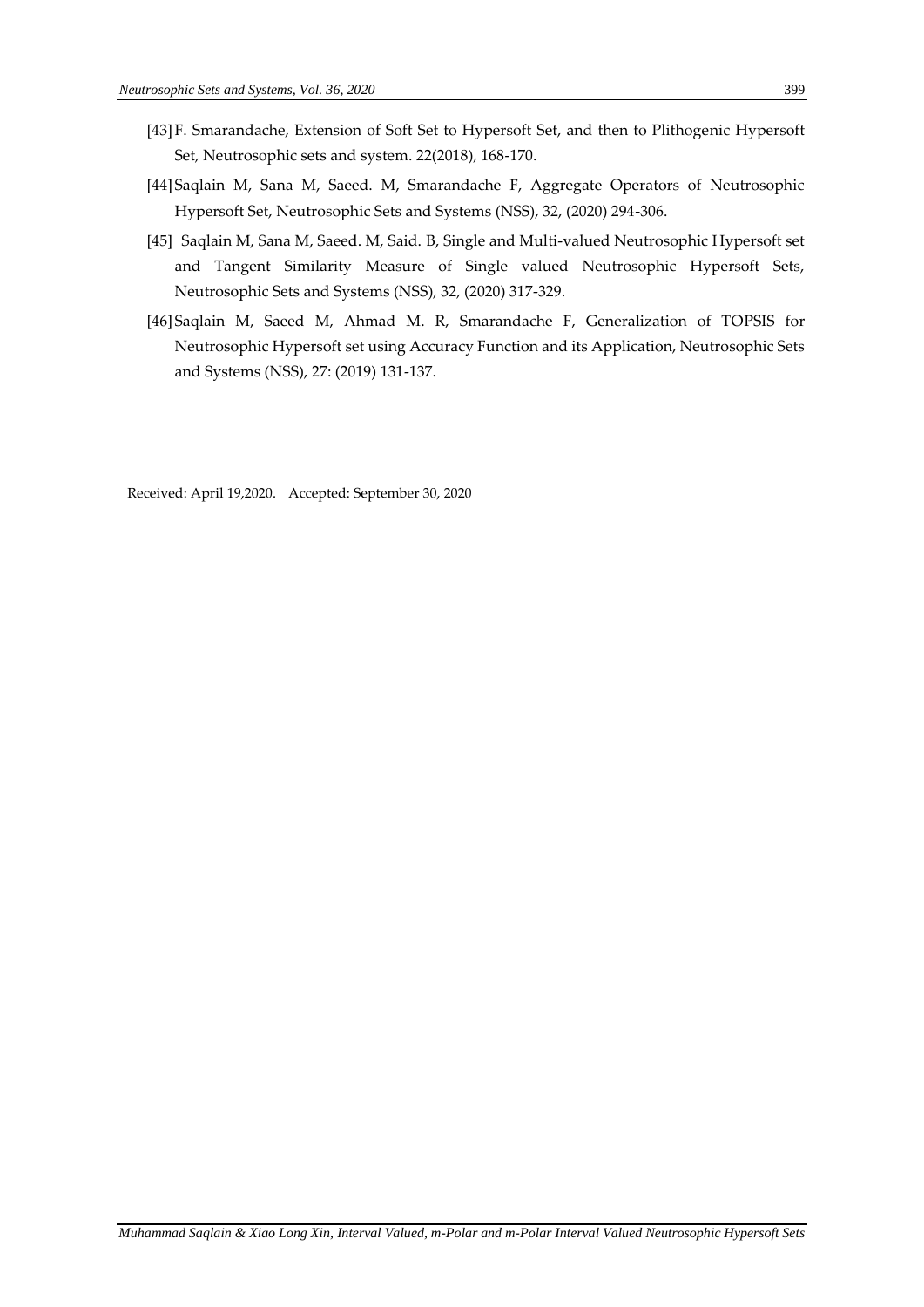[43] F. Smarandache, Extension of Soft Set to Hypersoft Set, and then to Plithogenic Hypersoft Set, Neutrosophic sets and system. 22(2018), 168-170.

[44] Saqlain M, Sana M, Saeed. M, Smarandache F, Aggregate Operators of Neutrosophic Hypersoft Set, Neutrosophic Sets and Systems (NSS), 32, (2020) 294-306.

[45] Saqlain M, Sana M, Saeed. M, Said. B, Single and Multi-valued Neutrosophic Hypersoft set and Tangent Similarity Measure of Single valued Neutrosophic Hypersoft Sets, Neutrosophic Sets and Systems (NSS), 32, (2020) 317-329.

[46] Saqlain M, Saeed M, Ahmad M. R, Smarandache F, Generalization of TOPSIS for Neutrosophic Hypersoft set using Accuracy Function and its Application, Neutrosophic Sets and Systems (NSS), 27: (2019) 131-137.

Received: April 19,2020. Accepted: September 30, 2020